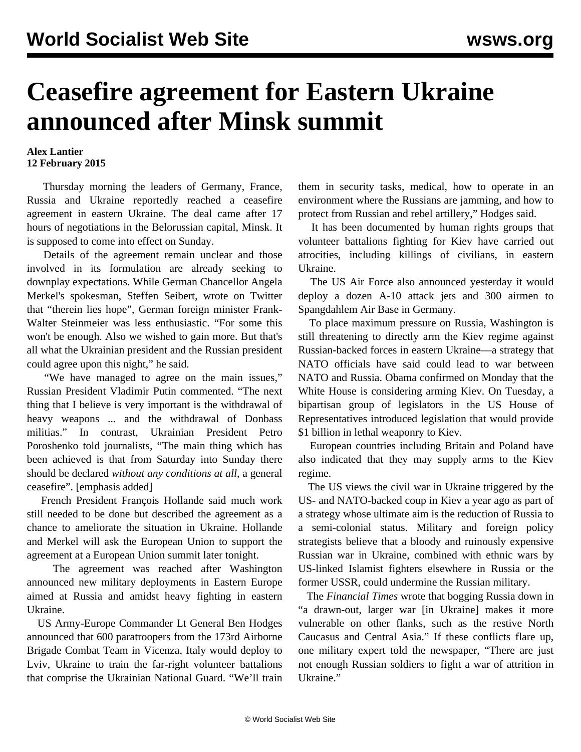# Ceasefire agreement for Eastern Ukraine announced after Minsk summit

**Alex Lantier**
**12 February 2015**

Thursday morning the leaders of Germany, France, Russia and Ukraine reportedly reached a ceasefire agreement in eastern Ukraine. The deal came after 17 hours of negotiations in the Belorussian capital, Minsk. It is supposed to come into effect on Sunday.

Details of the agreement remain unclear and those involved in its formulation are already seeking to downplay expectations. While German Chancellor Angela Merkel's spokesman, Steffen Seibert, wrote on Twitter that "therein lies hope", German foreign minister Frank-Walter Steinmeier was less enthusiastic. "For some this won't be enough. Also we wished to gain more. But that's all what the Ukrainian president and the Russian president could agree upon this night," he said.

"We have managed to agree on the main issues," Russian President Vladimir Putin commented. "The next thing that I believe is very important is the withdrawal of heavy weapons ... and the withdrawal of Donbass militias." In contrast, Ukrainian President Petro Poroshenko told journalists, "The main thing which has been achieved is that from Saturday into Sunday there should be declared *without any conditions at all*, a general ceasefire". [emphasis added]

French President François Hollande said much work still needed to be done but described the agreement as a chance to ameliorate the situation in Ukraine. Hollande and Merkel will ask the European Union to support the agreement at a European Union summit later tonight.

The agreement was reached after Washington announced new military deployments in Eastern Europe aimed at Russia and amidst heavy fighting in eastern Ukraine.

US Army-Europe Commander Lt General Ben Hodges announced that 600 paratroopers from the 173rd Airborne Brigade Combat Team in Vicenza, Italy would deploy to Lviv, Ukraine to train the far-right volunteer battalions that comprise the Ukrainian National Guard. "We'll train them in security tasks, medical, how to operate in an environment where the Russians are jamming, and how to protect from Russian and rebel artillery," Hodges said.

It has been documented by human rights groups that volunteer battalions fighting for Kiev have carried out atrocities, including killings of civilians, in eastern Ukraine.

The US Air Force also announced yesterday it would deploy a dozen A-10 attack jets and 300 airmen to Spangdahlem Air Base in Germany.

To place maximum pressure on Russia, Washington is still threatening to directly arm the Kiev regime against Russian-backed forces in eastern Ukraine—a strategy that NATO officials have said could lead to war between NATO and Russia. Obama confirmed on Monday that the White House is considering arming Kiev. On Tuesday, a bipartisan group of legislators in the US House of Representatives introduced legislation that would provide $1 billion in lethal weaponry to Kiev.

European countries including Britain and Poland have also indicated that they may supply arms to the Kiev regime.

The US views the civil war in Ukraine triggered by the US- and NATO-backed coup in Kiev a year ago as part of a strategy whose ultimate aim is the reduction of Russia to a semi-colonial status. Military and foreign policy strategists believe that a bloody and ruinously expensive Russian war in Ukraine, combined with ethnic wars by US-linked Islamist fighters elsewhere in Russia or the former USSR, could undermine the Russian military.

The *Financial Times* wrote that bogging Russia down in "a drawn-out, larger war [in Ukraine] makes it more vulnerable on other flanks, such as the restive North Caucasus and Central Asia." If these conflicts flare up, one military expert told the newspaper, "There are just not enough Russian soldiers to fight a war of attrition in Ukraine."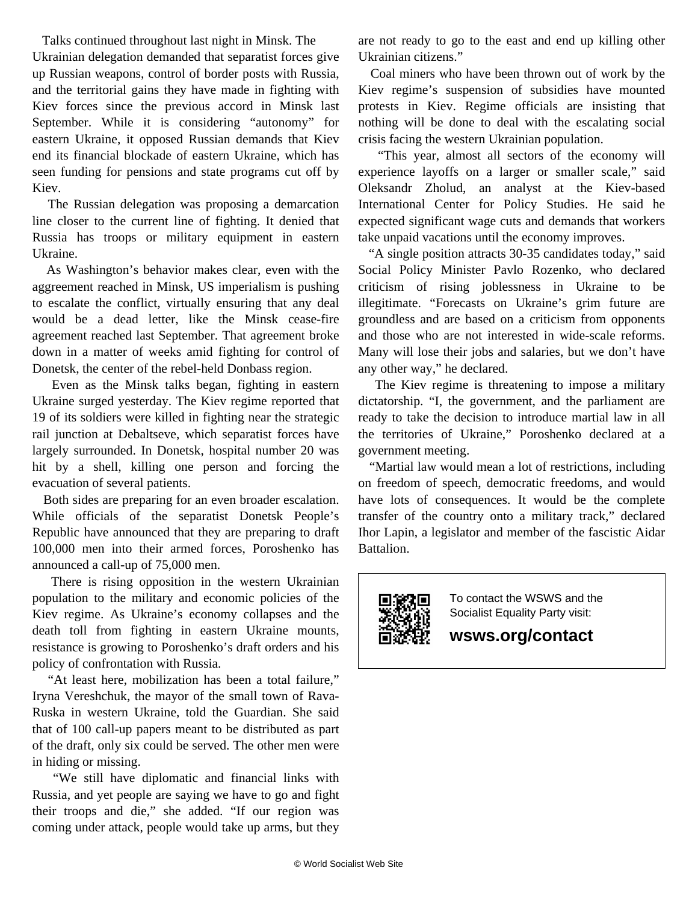Talks continued throughout last night in Minsk. The Ukrainian delegation demanded that separatist forces give up Russian weapons, control of border posts with Russia, and the territorial gains they have made in fighting with Kiev forces since the previous accord in Minsk last September. While it is considering "autonomy" for eastern Ukraine, it opposed Russian demands that Kiev end its financial blockade of eastern Ukraine, which has seen funding for pensions and state programs cut off by Kiev.

The Russian delegation was proposing a demarcation line closer to the current line of fighting. It denied that Russia has troops or military equipment in eastern Ukraine.

As Washington's behavior makes clear, even with the aggreement reached in Minsk, US imperialism is pushing to escalate the conflict, virtually ensuring that any deal would be a dead letter, like the Minsk cease-fire agreement reached last September. That agreement broke down in a matter of weeks amid fighting for control of Donetsk, the center of the rebel-held Donbass region.

Even as the Minsk talks began, fighting in eastern Ukraine surged yesterday. The Kiev regime reported that 19 of its soldiers were killed in fighting near the strategic rail junction at Debaltseve, which separatist forces have largely surrounded. In Donetsk, hospital number 20 was hit by a shell, killing one person and forcing the evacuation of several patients.

Both sides are preparing for an even broader escalation. While officials of the separatist Donetsk People's Republic have announced that they are preparing to draft 100,000 men into their armed forces, Poroshenko has announced a call-up of 75,000 men.

There is rising opposition in the western Ukrainian population to the military and economic policies of the Kiev regime. As Ukraine's economy collapses and the death toll from fighting in eastern Ukraine mounts, resistance is growing to Poroshenko's draft orders and his policy of confrontation with Russia.

"At least here, mobilization has been a total failure," Iryna Vereshchuk, the mayor of the small town of Rava-Ruska in western Ukraine, told the Guardian. She said that of 100 call-up papers meant to be distributed as part of the draft, only six could be served. The other men were in hiding or missing.

"We still have diplomatic and financial links with Russia, and yet people are saying we have to go and fight their troops and die," she added. "If our region was coming under attack, people would take up arms, but they are not ready to go to the east and end up killing other Ukrainian citizens."

Coal miners who have been thrown out of work by the Kiev regime's suspension of subsidies have mounted protests in Kiev. Regime officials are insisting that nothing will be done to deal with the escalating social crisis facing the western Ukrainian population.

"This year, almost all sectors of the economy will experience layoffs on a larger or smaller scale," said Oleksandr Zholud, an analyst at the Kiev-based International Center for Policy Studies. He said he expected significant wage cuts and demands that workers take unpaid vacations until the economy improves.

"A single position attracts 30-35 candidates today," said Social Policy Minister Pavlo Rozenko, who declared criticism of rising joblessness in Ukraine to be illegitimate. "Forecasts on Ukraine's grim future are groundless and are based on a criticism from opponents and those who are not interested in wide-scale reforms. Many will lose their jobs and salaries, but we don't have any other way," he declared.

The Kiev regime is threatening to impose a military dictatorship. "I, the government, and the parliament are ready to take the decision to introduce martial law in all the territories of Ukraine," Poroshenko declared at a government meeting.

"Martial law would mean a lot of restrictions, including on freedom of speech, democratic freedoms, and would have lots of consequences. It would be the complete transfer of the country onto a military track," declared Ihor Lapin, a legislator and member of the fascistic Aidar Battalion.

To contact the WSWS and the Socialist Equality Party visit:

**wsws.org/contact**